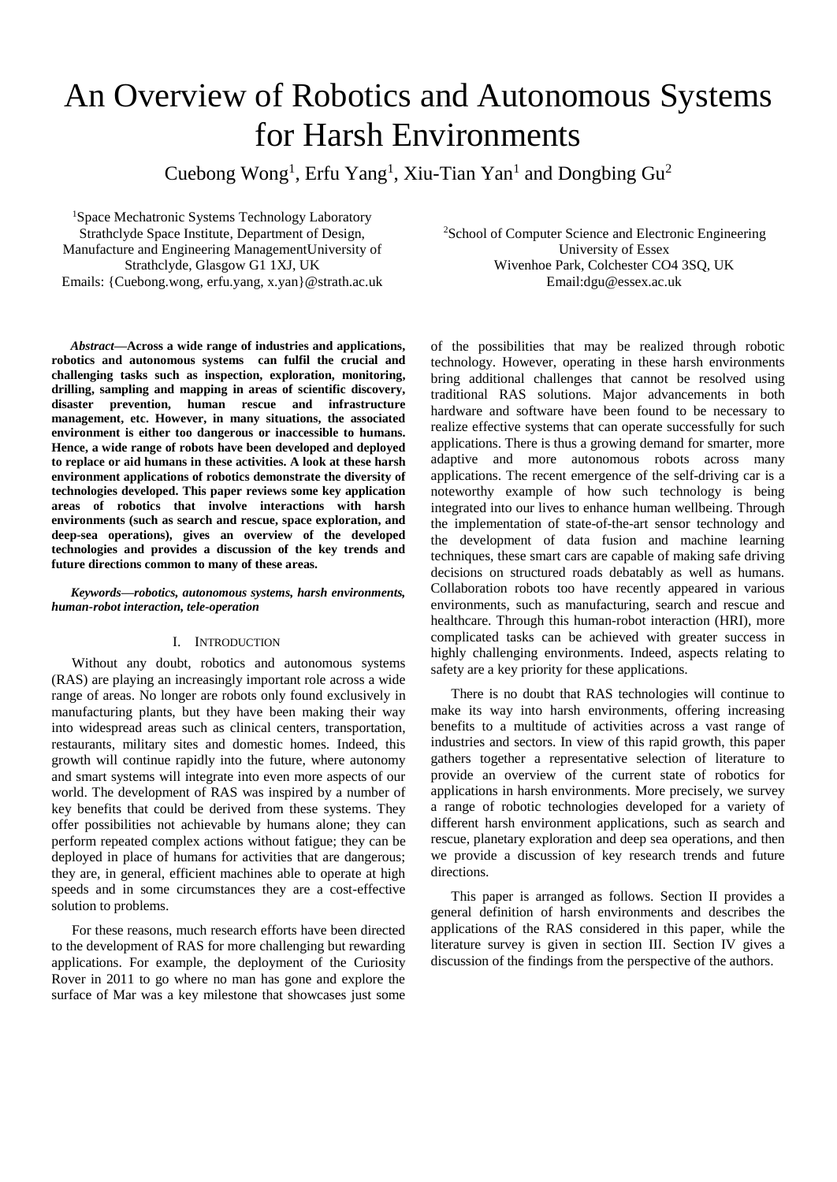# An Overview of Robotics and Autonomous Systems for Harsh Environments

Cuebong Wong[1], Erfu Yang[1], Xiu-Tian Yan[1] and Dongbing Gu[2]

[1]Space Mechatronic Systems Technology Laboratory
Strathclyde Space Institute, Department of Design, Manufacture and Engineering ManagementUniversity of Strathclyde, Glasgow G1 1XJ, UK
Emails: {Cuebong.wong, erfu.yang, x.yan}@strath.ac.uk

[2]School of Computer Science and Electronic Engineering
University of Essex
Wivenhoe Park, Colchester CO4 3SQ, UK
Email:dgu@essex.ac.uk

***Abstract*—Across a wide range of industries and applications, robotics and autonomous systems can fulfil the crucial and challenging tasks such as inspection, exploration, monitoring, drilling, sampling and mapping in areas of scientific discovery, disaster prevention, human rescue and infrastructure management, etc. However, in many situations, the associated environment is either too dangerous or inaccessible to humans. Hence, a wide range of robots have been developed and deployed to replace or aid humans in these activities. A look at these harsh environment applications of robotics demonstrate the diversity of technologies developed. This paper reviews some key application areas of robotics that involve interactions with harsh environments (such as search and rescue, space exploration, and deep-sea operations), gives an overview of the developed technologies and provides a discussion of the key trends and future directions common to many of these areas.**

***Keywords*—*robotics, autonomous systems, harsh environments, human-robot interaction, tele-operation***

## I. INTRODUCTION

Without any doubt, robotics and autonomous systems (RAS) are playing an increasingly important role across a wide range of areas. No longer are robots only found exclusively in manufacturing plants, but they have been making their way into widespread areas such as clinical centers, transportation, restaurants, military sites and domestic homes. Indeed, this growth will continue rapidly into the future, where autonomy and smart systems will integrate into even more aspects of our world. The development of RAS was inspired by a number of key benefits that could be derived from these systems. They offer possibilities not achievable by humans alone; they can perform repeated complex actions without fatigue; they can be deployed in place of humans for activities that are dangerous; they are, in general, efficient machines able to operate at high speeds and in some circumstances they are a cost-effective solution to problems.

For these reasons, much research efforts have been directed to the development of RAS for more challenging but rewarding applications. For example, the deployment of the Curiosity Rover in 2011 to go where no man has gone and explore the surface of Mar was a key milestone that showcases just some of the possibilities that may be realized through robotic technology. However, operating in these harsh environments bring additional challenges that cannot be resolved using traditional RAS solutions. Major advancements in both hardware and software have been found to be necessary to realize effective systems that can operate successfully for such applications. There is thus a growing demand for smarter, more adaptive and more autonomous robots across many applications. The recent emergence of the self-driving car is a noteworthy example of how such technology is being integrated into our lives to enhance human wellbeing. Through the implementation of state-of-the-art sensor technology and the development of data fusion and machine learning techniques, these smart cars are capable of making safe driving decisions on structured roads debatably as well as humans. Collaboration robots too have recently appeared in various environments, such as manufacturing, search and rescue and healthcare. Through this human-robot interaction (HRI), more complicated tasks can be achieved with greater success in highly challenging environments. Indeed, aspects relating to safety are a key priority for these applications.

There is no doubt that RAS technologies will continue to make its way into harsh environments, offering increasing benefits to a multitude of activities across a vast range of industries and sectors. In view of this rapid growth, this paper gathers together a representative selection of literature to provide an overview of the current state of robotics for applications in harsh environments. More precisely, we survey a range of robotic technologies developed for a variety of different harsh environment applications, such as search and rescue, planetary exploration and deep sea operations, and then we provide a discussion of key research trends and future directions.

This paper is arranged as follows. Section II provides a general definition of harsh environments and describes the applications of the RAS considered in this paper, while the literature survey is given in section III. Section IV gives a discussion of the findings from the perspective of the authors.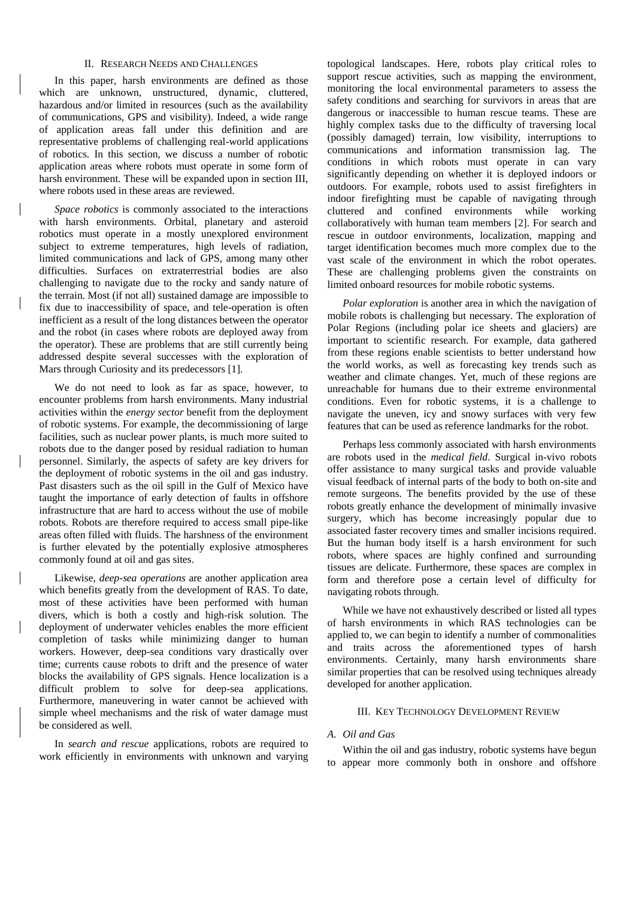## II. Research Needs and Challenges

In this paper, harsh environments are defined as those which are unknown, unstructured, dynamic, cluttered, hazardous and/or limited in resources (such as the availability of communications, GPS and visibility). Indeed, a wide range of application areas fall under this definition and are representative problems of challenging real-world applications of robotics. In this section, we discuss a number of robotic application areas where robots must operate in some form of harsh environment. These will be expanded upon in section III, where robots used in these areas are reviewed.

*Space robotics* is commonly associated to the interactions with harsh environments. Orbital, planetary and asteroid robotics must operate in a mostly unexplored environment subject to extreme temperatures, high levels of radiation, limited communications and lack of GPS, among many other difficulties. Surfaces on extraterrestrial bodies are also challenging to navigate due to the rocky and sandy nature of the terrain. Most (if not all) sustained damage are impossible to fix due to inaccessibility of space, and tele-operation is often inefficient as a result of the long distances between the operator and the robot (in cases where robots are deployed away from the operator). These are problems that are still currently being addressed despite several successes with the exploration of Mars through Curiosity and its predecessors [1].

We do not need to look as far as space, however, to encounter problems from harsh environments. Many industrial activities within the *energy sector* benefit from the deployment of robotic systems. For example, the decommissioning of large facilities, such as nuclear power plants, is much more suited to robots due to the danger posed by residual radiation to human personnel. Similarly, the aspects of safety are key drivers for the deployment of robotic systems in the oil and gas industry. Past disasters such as the oil spill in the Gulf of Mexico have taught the importance of early detection of faults in offshore infrastructure that are hard to access without the use of mobile robots. Robots are therefore required to access small pipe-like areas often filled with fluids. The harshness of the environment is further elevated by the potentially explosive atmospheres commonly found at oil and gas sites.

Likewise, *deep-sea operations* are another application area which benefits greatly from the development of RAS. To date, most of these activities have been performed with human divers, which is both a costly and high-risk solution. The deployment of underwater vehicles enables the more efficient completion of tasks while minimizing danger to human workers. However, deep-sea conditions vary drastically over time; currents cause robots to drift and the presence of water blocks the availability of GPS signals. Hence localization is a difficult problem to solve for deep-sea applications. Furthermore, maneuvering in water cannot be achieved with simple wheel mechanisms and the risk of water damage must be considered as well.

In *search and rescue* applications, robots are required to work efficiently in environments with unknown and varying topological landscapes. Here, robots play critical roles to support rescue activities, such as mapping the environment, monitoring the local environmental parameters to assess the safety conditions and searching for survivors in areas that are dangerous or inaccessible to human rescue teams. These are highly complex tasks due to the difficulty of traversing local (possibly damaged) terrain, low visibility, interruptions to communications and information transmission lag. The conditions in which robots must operate in can vary significantly depending on whether it is deployed indoors or outdoors. For example, robots used to assist firefighters in indoor firefighting must be capable of navigating through cluttered and confined environments while working collaboratively with human team members [2]. For search and rescue in outdoor environments, localization, mapping and target identification becomes much more complex due to the vast scale of the environment in which the robot operates. These are challenging problems given the constraints on limited onboard resources for mobile robotic systems.

*Polar exploration* is another area in which the navigation of mobile robots is challenging but necessary. The exploration of Polar Regions (including polar ice sheets and glaciers) are important to scientific research. For example, data gathered from these regions enable scientists to better understand how the world works, as well as forecasting key trends such as weather and climate changes. Yet, much of these regions are unreachable for humans due to their extreme environmental conditions. Even for robotic systems, it is a challenge to navigate the uneven, icy and snowy surfaces with very few features that can be used as reference landmarks for the robot.

Perhaps less commonly associated with harsh environments are robots used in the *medical field*. Surgical in-vivo robots offer assistance to many surgical tasks and provide valuable visual feedback of internal parts of the body to both on-site and remote surgeons. The benefits provided by the use of these robots greatly enhance the development of minimally invasive surgery, which has become increasingly popular due to associated faster recovery times and smaller incisions required. But the human body itself is a harsh environment for such robots, where spaces are highly confined and surrounding tissues are delicate. Furthermore, these spaces are complex in form and therefore pose a certain level of difficulty for navigating robots through.

While we have not exhaustively described or listed all types of harsh environments in which RAS technologies can be applied to, we can begin to identify a number of commonalities and traits across the aforementioned types of harsh environments. Certainly, many harsh environments share similar properties that can be resolved using techniques already developed for another application.

## III. Key Technology Development Review

### A. Oil and Gas

Within the oil and gas industry, robotic systems have begun to appear more commonly both in onshore and offshore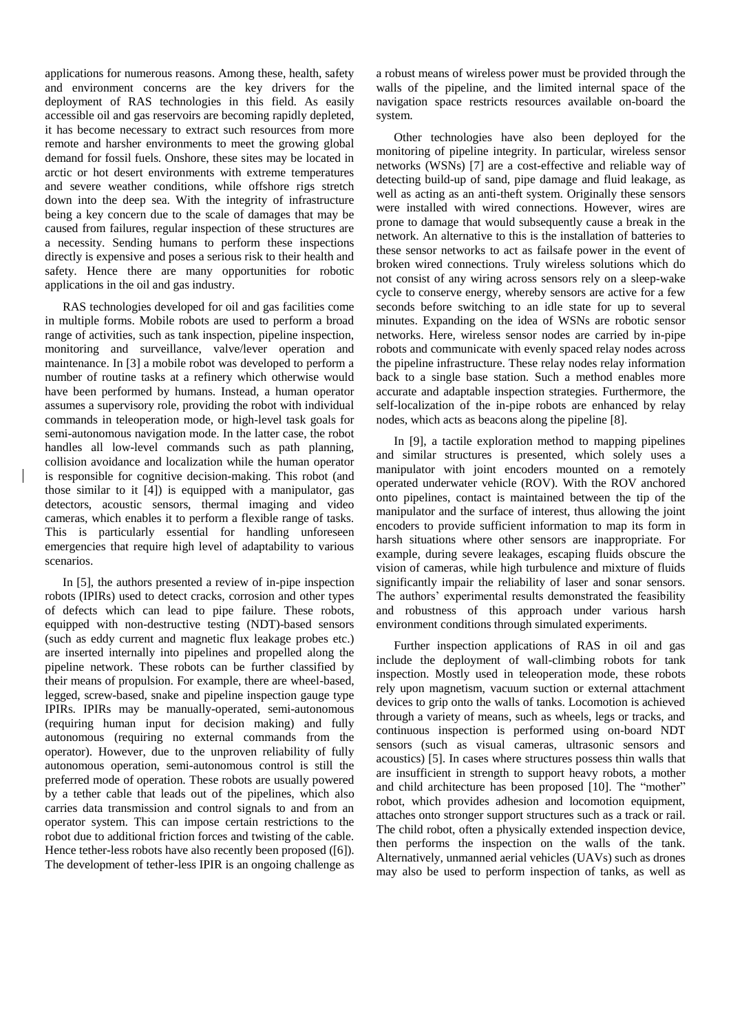applications for numerous reasons. Among these, health, safety and environment concerns are the key drivers for the deployment of RAS technologies in this field. As easily accessible oil and gas reservoirs are becoming rapidly depleted, it has become necessary to extract such resources from more remote and harsher environments to meet the growing global demand for fossil fuels. Onshore, these sites may be located in arctic or hot desert environments with extreme temperatures and severe weather conditions, while offshore rigs stretch down into the deep sea. With the integrity of infrastructure being a key concern due to the scale of damages that may be caused from failures, regular inspection of these structures are a necessity. Sending humans to perform these inspections directly is expensive and poses a serious risk to their health and safety. Hence there are many opportunities for robotic applications in the oil and gas industry.

RAS technologies developed for oil and gas facilities come in multiple forms. Mobile robots are used to perform a broad range of activities, such as tank inspection, pipeline inspection, monitoring and surveillance, valve/lever operation and maintenance. In [3] a mobile robot was developed to perform a number of routine tasks at a refinery which otherwise would have been performed by humans. Instead, a human operator assumes a supervisory role, providing the robot with individual commands in teleoperation mode, or high-level task goals for semi-autonomous navigation mode. In the latter case, the robot handles all low-level commands such as path planning, collision avoidance and localization while the human operator is responsible for cognitive decision-making. This robot (and those similar to it [4]) is equipped with a manipulator, gas detectors, acoustic sensors, thermal imaging and video cameras, which enables it to perform a flexible range of tasks. This is particularly essential for handling unforeseen emergencies that require high level of adaptability to various scenarios.

In [5], the authors presented a review of in-pipe inspection robots (IPIRs) used to detect cracks, corrosion and other types of defects which can lead to pipe failure. These robots, equipped with non-destructive testing (NDT)-based sensors (such as eddy current and magnetic flux leakage probes etc.) are inserted internally into pipelines and propelled along the pipeline network. These robots can be further classified by their means of propulsion. For example, there are wheel-based, legged, screw-based, snake and pipeline inspection gauge type IPIRs. IPIRs may be manually-operated, semi-autonomous (requiring human input for decision making) and fully autonomous (requiring no external commands from the operator). However, due to the unproven reliability of fully autonomous operation, semi-autonomous control is still the preferred mode of operation. These robots are usually powered by a tether cable that leads out of the pipelines, which also carries data transmission and control signals to and from an operator system. This can impose certain restrictions to the robot due to additional friction forces and twisting of the cable. Hence tether-less robots have also recently been proposed ([6]). The development of tether-less IPIR is an ongoing challenge as a robust means of wireless power must be provided through the walls of the pipeline, and the limited internal space of the navigation space restricts resources available on-board the system.

Other technologies have also been deployed for the monitoring of pipeline integrity. In particular, wireless sensor networks (WSNs) [7] are a cost-effective and reliable way of detecting build-up of sand, pipe damage and fluid leakage, as well as acting as an anti-theft system. Originally these sensors were installed with wired connections. However, wires are prone to damage that would subsequently cause a break in the network. An alternative to this is the installation of batteries to these sensor networks to act as failsafe power in the event of broken wired connections. Truly wireless solutions which do not consist of any wiring across sensors rely on a sleep-wake cycle to conserve energy, whereby sensors are active for a few seconds before switching to an idle state for up to several minutes. Expanding on the idea of WSNs are robotic sensor networks. Here, wireless sensor nodes are carried by in-pipe robots and communicate with evenly spaced relay nodes across the pipeline infrastructure. These relay nodes relay information back to a single base station. Such a method enables more accurate and adaptable inspection strategies. Furthermore, the self-localization of the in-pipe robots are enhanced by relay nodes, which acts as beacons along the pipeline [8].

In [9], a tactile exploration method to mapping pipelines and similar structures is presented, which solely uses a manipulator with joint encoders mounted on a remotely operated underwater vehicle (ROV). With the ROV anchored onto pipelines, contact is maintained between the tip of the manipulator and the surface of interest, thus allowing the joint encoders to provide sufficient information to map its form in harsh situations where other sensors are inappropriate. For example, during severe leakages, escaping fluids obscure the vision of cameras, while high turbulence and mixture of fluids significantly impair the reliability of laser and sonar sensors. The authors' experimental results demonstrated the feasibility and robustness of this approach under various harsh environment conditions through simulated experiments.

Further inspection applications of RAS in oil and gas include the deployment of wall-climbing robots for tank inspection. Mostly used in teleoperation mode, these robots rely upon magnetism, vacuum suction or external attachment devices to grip onto the walls of tanks. Locomotion is achieved through a variety of means, such as wheels, legs or tracks, and continuous inspection is performed using on-board NDT sensors (such as visual cameras, ultrasonic sensors and acoustics) [5]. In cases where structures possess thin walls that are insufficient in strength to support heavy robots, a mother and child architecture has been proposed [10]. The "mother" robot, which provides adhesion and locomotion equipment, attaches onto stronger support structures such as a track or rail. The child robot, often a physically extended inspection device, then performs the inspection on the walls of the tank. Alternatively, unmanned aerial vehicles (UAVs) such as drones may also be used to perform inspection of tanks, as well as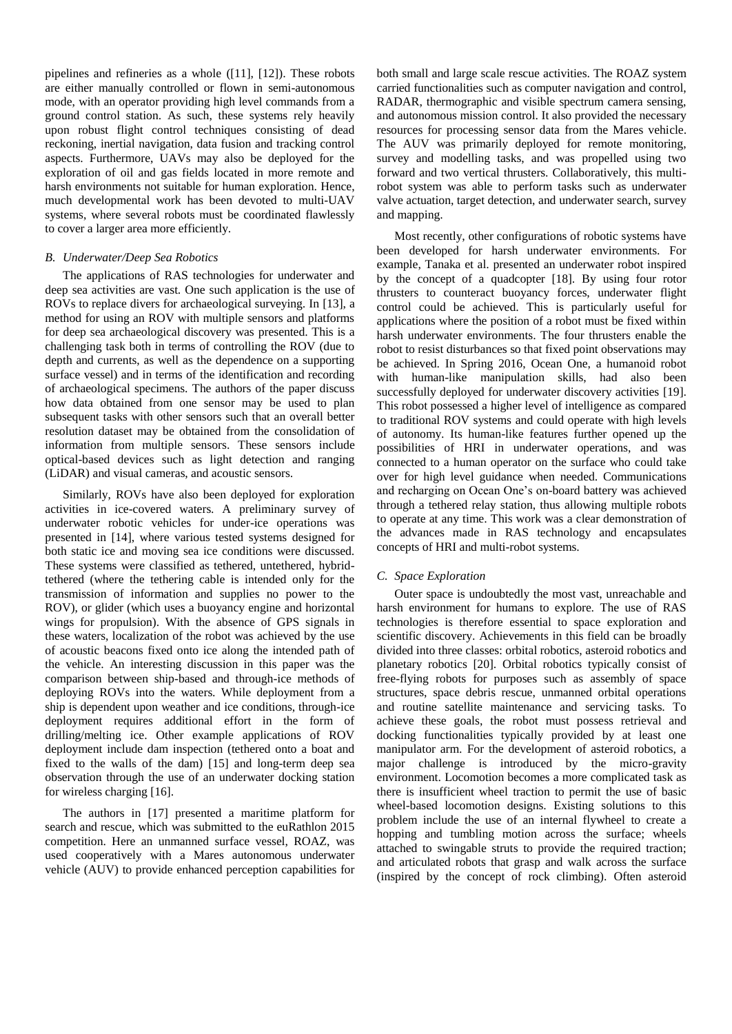pipelines and refineries as a whole ([11], [12]). These robots are either manually controlled or flown in semi-autonomous mode, with an operator providing high level commands from a ground control station. As such, these systems rely heavily upon robust flight control techniques consisting of dead reckoning, inertial navigation, data fusion and tracking control aspects. Furthermore, UAVs may also be deployed for the exploration of oil and gas fields located in more remote and harsh environments not suitable for human exploration. Hence, much developmental work has been devoted to multi-UAV systems, where several robots must be coordinated flawlessly to cover a larger area more efficiently.

### *B. Underwater/Deep Sea Robotics*

The applications of RAS technologies for underwater and deep sea activities are vast. One such application is the use of ROVs to replace divers for archaeological surveying. In [13], a method for using an ROV with multiple sensors and platforms for deep sea archaeological discovery was presented. This is a challenging task both in terms of controlling the ROV (due to depth and currents, as well as the dependence on a supporting surface vessel) and in terms of the identification and recording of archaeological specimens. The authors of the paper discuss how data obtained from one sensor may be used to plan subsequent tasks with other sensors such that an overall better resolution dataset may be obtained from the consolidation of information from multiple sensors. These sensors include optical-based devices such as light detection and ranging (LiDAR) and visual cameras, and acoustic sensors.

Similarly, ROVs have also been deployed for exploration activities in ice-covered waters. A preliminary survey of underwater robotic vehicles for under-ice operations was presented in [14], where various tested systems designed for both static ice and moving sea ice conditions were discussed. These systems were classified as tethered, untethered, hybrid-tethered (where the tethering cable is intended only for the transmission of information and supplies no power to the ROV), or glider (which uses a buoyancy engine and horizontal wings for propulsion). With the absence of GPS signals in these waters, localization of the robot was achieved by the use of acoustic beacons fixed onto ice along the intended path of the vehicle. An interesting discussion in this paper was the comparison between ship-based and through-ice methods of deploying ROVs into the waters. While deployment from a ship is dependent upon weather and ice conditions, through-ice deployment requires additional effort in the form of drilling/melting ice. Other example applications of ROV deployment include dam inspection (tethered onto a boat and fixed to the walls of the dam) [15] and long-term deep sea observation through the use of an underwater docking station for wireless charging [16].

The authors in [17] presented a maritime platform for search and rescue, which was submitted to the euRathlon 2015 competition. Here an unmanned surface vessel, ROAZ, was used cooperatively with a Mares autonomous underwater vehicle (AUV) to provide enhanced perception capabilities for both small and large scale rescue activities. The ROAZ system carried functionalities such as computer navigation and control, RADAR, thermographic and visible spectrum camera sensing, and autonomous mission control. It also provided the necessary resources for processing sensor data from the Mares vehicle. The AUV was primarily deployed for remote monitoring, survey and modelling tasks, and was propelled using two forward and two vertical thrusters. Collaboratively, this multi-robot system was able to perform tasks such as underwater valve actuation, target detection, and underwater search, survey and mapping.

Most recently, other configurations of robotic systems have been developed for harsh underwater environments. For example, Tanaka et al. presented an underwater robot inspired by the concept of a quadcopter [18]. By using four rotor thrusters to counteract buoyancy forces, underwater flight control could be achieved. This is particularly useful for applications where the position of a robot must be fixed within harsh underwater environments. The four thrusters enable the robot to resist disturbances so that fixed point observations may be achieved. In Spring 2016, Ocean One, a humanoid robot with human-like manipulation skills, had also been successfully deployed for underwater discovery activities [19]. This robot possessed a higher level of intelligence as compared to traditional ROV systems and could operate with high levels of autonomy. Its human-like features further opened up the possibilities of HRI in underwater operations, and was connected to a human operator on the surface who could take over for high level guidance when needed. Communications and recharging on Ocean One's on-board battery was achieved through a tethered relay station, thus allowing multiple robots to operate at any time. This work was a clear demonstration of the advances made in RAS technology and encapsulates concepts of HRI and multi-robot systems.

### *C. Space Exploration*

Outer space is undoubtedly the most vast, unreachable and harsh environment for humans to explore. The use of RAS technologies is therefore essential to space exploration and scientific discovery. Achievements in this field can be broadly divided into three classes: orbital robotics, asteroid robotics and planetary robotics [20]. Orbital robotics typically consist of free-flying robots for purposes such as assembly of space structures, space debris rescue, unmanned orbital operations and routine satellite maintenance and servicing tasks. To achieve these goals, the robot must possess retrieval and docking functionalities typically provided by at least one manipulator arm. For the development of asteroid robotics, a major challenge is introduced by the micro-gravity environment. Locomotion becomes a more complicated task as there is insufficient wheel traction to permit the use of basic wheel-based locomotion designs. Existing solutions to this problem include the use of an internal flywheel to create a hopping and tumbling motion across the surface; wheels attached to swingable struts to provide the required traction; and articulated robots that grasp and walk across the surface (inspired by the concept of rock climbing). Often asteroid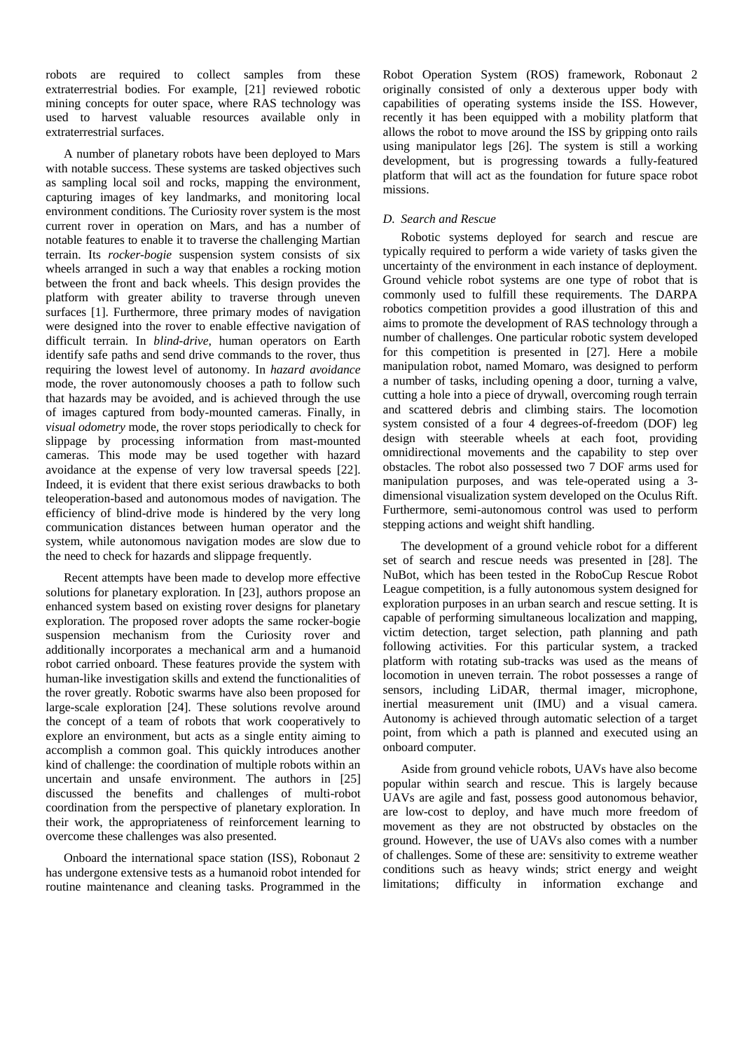robots are required to collect samples from these extraterrestrial bodies. For example, [21] reviewed robotic mining concepts for outer space, where RAS technology was used to harvest valuable resources available only in extraterrestrial surfaces.

A number of planetary robots have been deployed to Mars with notable success. These systems are tasked objectives such as sampling local soil and rocks, mapping the environment, capturing images of key landmarks, and monitoring local environment conditions. The Curiosity rover system is the most current rover in operation on Mars, and has a number of notable features to enable it to traverse the challenging Martian terrain. Its *rocker-bogie* suspension system consists of six wheels arranged in such a way that enables a rocking motion between the front and back wheels. This design provides the platform with greater ability to traverse through uneven surfaces [1]. Furthermore, three primary modes of navigation were designed into the rover to enable effective navigation of difficult terrain. In *blind-drive*, human operators on Earth identify safe paths and send drive commands to the rover, thus requiring the lowest level of autonomy. In *hazard avoidance* mode, the rover autonomously chooses a path to follow such that hazards may be avoided, and is achieved through the use of images captured from body-mounted cameras. Finally, in *visual odometry* mode, the rover stops periodically to check for slippage by processing information from mast-mounted cameras. This mode may be used together with hazard avoidance at the expense of very low traversal speeds [22]. Indeed, it is evident that there exist serious drawbacks to both teleoperation-based and autonomous modes of navigation. The efficiency of blind-drive mode is hindered by the very long communication distances between human operator and the system, while autonomous navigation modes are slow due to the need to check for hazards and slippage frequently.

Recent attempts have been made to develop more effective solutions for planetary exploration. In [23], authors propose an enhanced system based on existing rover designs for planetary exploration. The proposed rover adopts the same rocker-bogie suspension mechanism from the Curiosity rover and additionally incorporates a mechanical arm and a humanoid robot carried onboard. These features provide the system with human-like investigation skills and extend the functionalities of the rover greatly. Robotic swarms have also been proposed for large-scale exploration [24]. These solutions revolve around the concept of a team of robots that work cooperatively to explore an environment, but acts as a single entity aiming to accomplish a common goal. This quickly introduces another kind of challenge: the coordination of multiple robots within an uncertain and unsafe environment. The authors in [25] discussed the benefits and challenges of multi-robot coordination from the perspective of planetary exploration. In their work, the appropriateness of reinforcement learning to overcome these challenges was also presented.

Onboard the international space station (ISS), Robonaut 2 has undergone extensive tests as a humanoid robot intended for routine maintenance and cleaning tasks. Programmed in the Robot Operation System (ROS) framework, Robonaut 2 originally consisted of only a dexterous upper body with capabilities of operating systems inside the ISS. However, recently it has been equipped with a mobility platform that allows the robot to move around the ISS by gripping onto rails using manipulator legs [26]. The system is still a working development, but is progressing towards a fully-featured platform that will act as the foundation for future space robot missions.

### *D. Search and Rescue*

Robotic systems deployed for search and rescue are typically required to perform a wide variety of tasks given the uncertainty of the environment in each instance of deployment. Ground vehicle robot systems are one type of robot that is commonly used to fulfill these requirements. The DARPA robotics competition provides a good illustration of this and aims to promote the development of RAS technology through a number of challenges. One particular robotic system developed for this competition is presented in [27]. Here a mobile manipulation robot, named Momaro, was designed to perform a number of tasks, including opening a door, turning a valve, cutting a hole into a piece of drywall, overcoming rough terrain and scattered debris and climbing stairs. The locomotion system consisted of a four 4 degrees-of-freedom (DOF) leg design with steerable wheels at each foot, providing omnidirectional movements and the capability to step over obstacles. The robot also possessed two 7 DOF arms used for manipulation purposes, and was tele-operated using a 3-dimensional visualization system developed on the Oculus Rift. Furthermore, semi-autonomous control was used to perform stepping actions and weight shift handling.

The development of a ground vehicle robot for a different set of search and rescue needs was presented in [28]. The NuBot, which has been tested in the RoboCup Rescue Robot League competition, is a fully autonomous system designed for exploration purposes in an urban search and rescue setting. It is capable of performing simultaneous localization and mapping, victim detection, target selection, path planning and path following activities. For this particular system, a tracked platform with rotating sub-tracks was used as the means of locomotion in uneven terrain. The robot possesses a range of sensors, including LiDAR, thermal imager, microphone, inertial measurement unit (IMU) and a visual camera. Autonomy is achieved through automatic selection of a target point, from which a path is planned and executed using an onboard computer.

Aside from ground vehicle robots, UAVs have also become popular within search and rescue. This is largely because UAVs are agile and fast, possess good autonomous behavior, are low-cost to deploy, and have much more freedom of movement as they are not obstructed by obstacles on the ground. However, the use of UAVs also comes with a number of challenges. Some of these are: sensitivity to extreme weather conditions such as heavy winds; strict energy and weight limitations; difficulty in information exchange and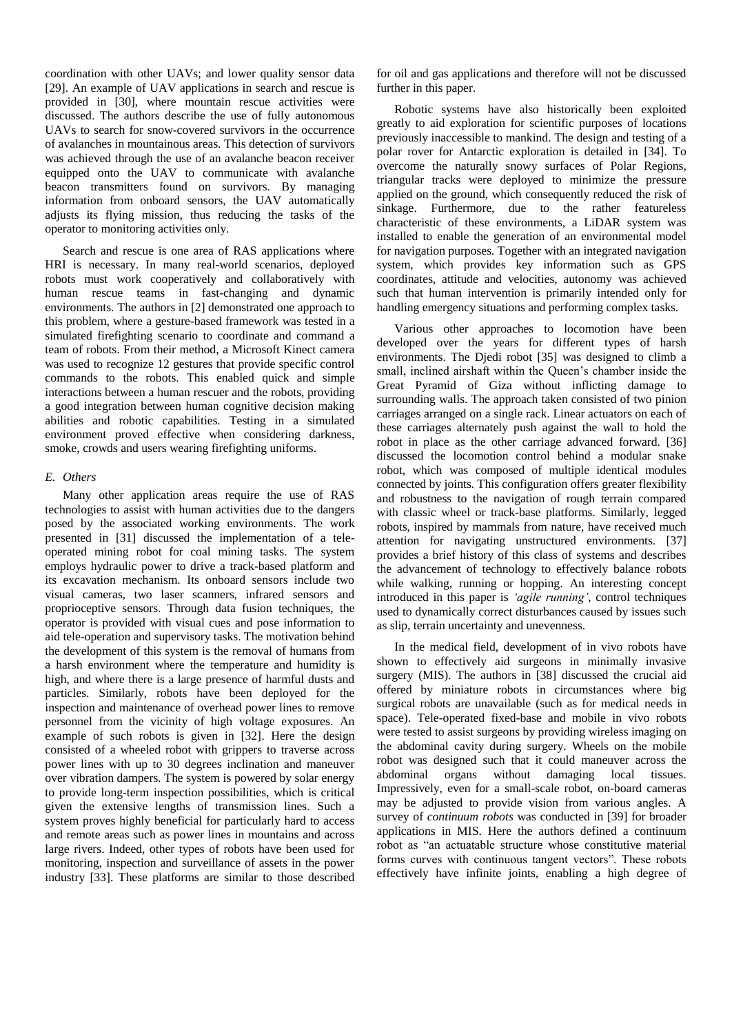coordination with other UAVs; and lower quality sensor data [29]. An example of UAV applications in search and rescue is provided in [30], where mountain rescue activities were discussed. The authors describe the use of fully autonomous UAVs to search for snow-covered survivors in the occurrence of avalanches in mountainous areas. This detection of survivors was achieved through the use of an avalanche beacon receiver equipped onto the UAV to communicate with avalanche beacon transmitters found on survivors. By managing information from onboard sensors, the UAV automatically adjusts its flying mission, thus reducing the tasks of the operator to monitoring activities only.

Search and rescue is one area of RAS applications where HRI is necessary. In many real-world scenarios, deployed robots must work cooperatively and collaboratively with human rescue teams in fast-changing and dynamic environments. The authors in [2] demonstrated one approach to this problem, where a gesture-based framework was tested in a simulated firefighting scenario to coordinate and command a team of robots. From their method, a Microsoft Kinect camera was used to recognize 12 gestures that provide specific control commands to the robots. This enabled quick and simple interactions between a human rescuer and the robots, providing a good integration between human cognitive decision making abilities and robotic capabilities. Testing in a simulated environment proved effective when considering darkness, smoke, crowds and users wearing firefighting uniforms.

### *E. Others*

Many other application areas require the use of RAS technologies to assist with human activities due to the dangers posed by the associated working environments. The work presented in [31] discussed the implementation of a tele-operated mining robot for coal mining tasks. The system employs hydraulic power to drive a track-based platform and its excavation mechanism. Its onboard sensors include two visual cameras, two laser scanners, infrared sensors and proprioceptive sensors. Through data fusion techniques, the operator is provided with visual cues and pose information to aid tele-operation and supervisory tasks. The motivation behind the development of this system is the removal of humans from a harsh environment where the temperature and humidity is high, and where there is a large presence of harmful dusts and particles. Similarly, robots have been deployed for the inspection and maintenance of overhead power lines to remove personnel from the vicinity of high voltage exposures. An example of such robots is given in [32]. Here the design consisted of a wheeled robot with grippers to traverse across power lines with up to 30 degrees inclination and maneuver over vibration dampers. The system is powered by solar energy to provide long-term inspection possibilities, which is critical given the extensive lengths of transmission lines. Such a system proves highly beneficial for particularly hard to access and remote areas such as power lines in mountains and across large rivers. Indeed, other types of robots have been used for monitoring, inspection and surveillance of assets in the power industry [33]. These platforms are similar to those described for oil and gas applications and therefore will not be discussed further in this paper.

Robotic systems have also historically been exploited greatly to aid exploration for scientific purposes of locations previously inaccessible to mankind. The design and testing of a polar rover for Antarctic exploration is detailed in [34]. To overcome the naturally snowy surfaces of Polar Regions, triangular tracks were deployed to minimize the pressure applied on the ground, which consequently reduced the risk of sinkage. Furthermore, due to the rather featureless characteristic of these environments, a LiDAR system was installed to enable the generation of an environmental model for navigation purposes. Together with an integrated navigation system, which provides key information such as GPS coordinates, attitude and velocities, autonomy was achieved such that human intervention is primarily intended only for handling emergency situations and performing complex tasks.

Various other approaches to locomotion have been developed over the years for different types of harsh environments. The Djedi robot [35] was designed to climb a small, inclined airshaft within the Queen's chamber inside the Great Pyramid of Giza without inflicting damage to surrounding walls. The approach taken consisted of two pinion carriages arranged on a single rack. Linear actuators on each of these carriages alternately push against the wall to hold the robot in place as the other carriage advanced forward. [36] discussed the locomotion control behind a modular snake robot, which was composed of multiple identical modules connected by joints. This configuration offers greater flexibility and robustness to the navigation of rough terrain compared with classic wheel or track-base platforms. Similarly, legged robots, inspired by mammals from nature, have received much attention for navigating unstructured environments. [37] provides a brief history of this class of systems and describes the advancement of technology to effectively balance robots while walking, running or hopping. An interesting concept introduced in this paper is *'agile running'*, control techniques used to dynamically correct disturbances caused by issues such as slip, terrain uncertainty and unevenness.

In the medical field, development of in vivo robots have shown to effectively aid surgeons in minimally invasive surgery (MIS). The authors in [38] discussed the crucial aid offered by miniature robots in circumstances where big surgical robots are unavailable (such as for medical needs in space). Tele-operated fixed-base and mobile in vivo robots were tested to assist surgeons by providing wireless imaging on the abdominal cavity during surgery. Wheels on the mobile robot was designed such that it could maneuver across the abdominal organs without damaging local tissues. Impressively, even for a small-scale robot, on-board cameras may be adjusted to provide vision from various angles. A survey of *continuum robots* was conducted in [39] for broader applications in MIS. Here the authors defined a continuum robot as "an actuatable structure whose constitutive material forms curves with continuous tangent vectors". These robots effectively have infinite joints, enabling a high degree of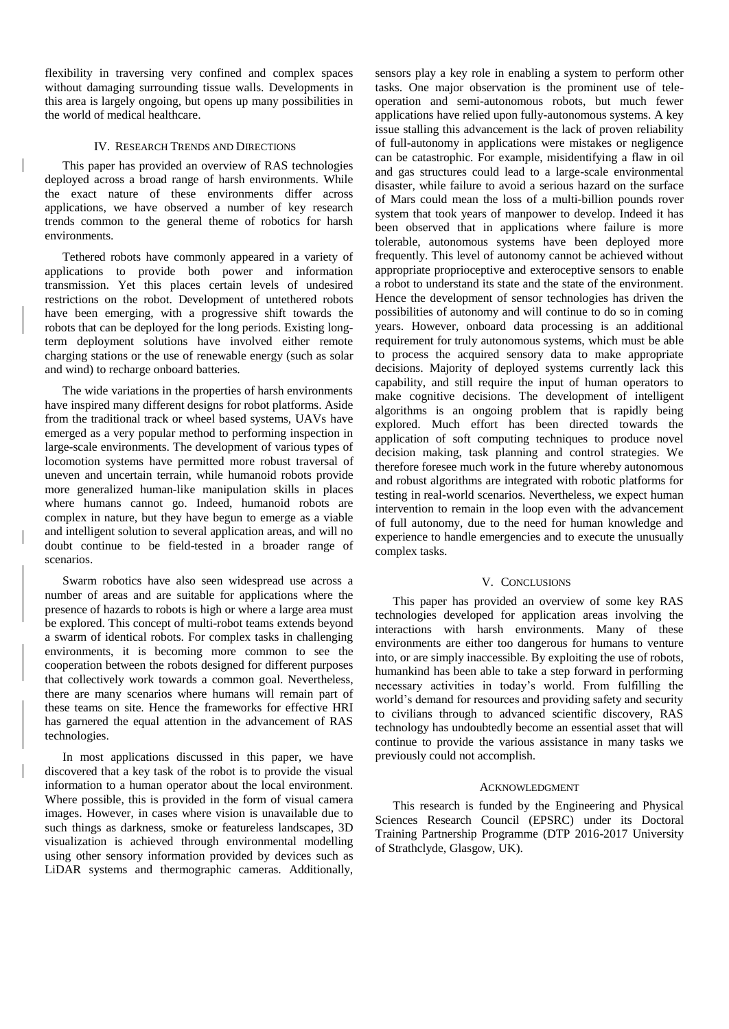flexibility in traversing very confined and complex spaces without damaging surrounding tissue walls. Developments in this area is largely ongoing, but opens up many possibilities in the world of medical healthcare.

## IV. Research Trends and Directions

This paper has provided an overview of RAS technologies deployed across a broad range of harsh environments. While the exact nature of these environments differ across applications, we have observed a number of key research trends common to the general theme of robotics for harsh environments.

Tethered robots have commonly appeared in a variety of applications to provide both power and information transmission. Yet this places certain levels of undesired restrictions on the robot. Development of untethered robots have been emerging, with a progressive shift towards the robots that can be deployed for the long periods. Existing long-term deployment solutions have involved either remote charging stations or the use of renewable energy (such as solar and wind) to recharge onboard batteries.

The wide variations in the properties of harsh environments have inspired many different designs for robot platforms. Aside from the traditional track or wheel based systems, UAVs have emerged as a very popular method to performing inspection in large-scale environments. The development of various types of locomotion systems have permitted more robust traversal of uneven and uncertain terrain, while humanoid robots provide more generalized human-like manipulation skills in places where humans cannot go. Indeed, humanoid robots are complex in nature, but they have begun to emerge as a viable and intelligent solution to several application areas, and will no doubt continue to be field-tested in a broader range of scenarios.

Swarm robotics have also seen widespread use across a number of areas and are suitable for applications where the presence of hazards to robots is high or where a large area must be explored. This concept of multi-robot teams extends beyond a swarm of identical robots. For complex tasks in challenging environments, it is becoming more common to see the cooperation between the robots designed for different purposes that collectively work towards a common goal. Nevertheless, there are many scenarios where humans will remain part of these teams on site. Hence the frameworks for effective HRI has garnered the equal attention in the advancement of RAS technologies.

In most applications discussed in this paper, we have discovered that a key task of the robot is to provide the visual information to a human operator about the local environment. Where possible, this is provided in the form of visual camera images. However, in cases where vision is unavailable due to such things as darkness, smoke or featureless landscapes, 3D visualization is achieved through environmental modelling using other sensory information provided by devices such as LiDAR systems and thermographic cameras. Additionally, sensors play a key role in enabling a system to perform other tasks. One major observation is the prominent use of tele-operation and semi-autonomous robots, but much fewer applications have relied upon fully-autonomous systems. A key issue stalling this advancement is the lack of proven reliability of full-autonomy in applications were mistakes or negligence can be catastrophic. For example, misidentifying a flaw in oil and gas structures could lead to a large-scale environmental disaster, while failure to avoid a serious hazard on the surface of Mars could mean the loss of a multi-billion pounds rover system that took years of manpower to develop. Indeed it has been observed that in applications where failure is more tolerable, autonomous systems have been deployed more frequently. This level of autonomy cannot be achieved without appropriate proprioceptive and exteroceptive sensors to enable a robot to understand its state and the state of the environment. Hence the development of sensor technologies has driven the possibilities of autonomy and will continue to do so in coming years. However, onboard data processing is an additional requirement for truly autonomous systems, which must be able to process the acquired sensory data to make appropriate decisions. Majority of deployed systems currently lack this capability, and still require the input of human operators to make cognitive decisions. The development of intelligent algorithms is an ongoing problem that is rapidly being explored. Much effort has been directed towards the application of soft computing techniques to produce novel decision making, task planning and control strategies. We therefore foresee much work in the future whereby autonomous and robust algorithms are integrated with robotic platforms for testing in real-world scenarios. Nevertheless, we expect human intervention to remain in the loop even with the advancement of full autonomy, due to the need for human knowledge and experience to handle emergencies and to execute the unusually complex tasks.

## V. Conclusions

This paper has provided an overview of some key RAS technologies developed for application areas involving the interactions with harsh environments. Many of these environments are either too dangerous for humans to venture into, or are simply inaccessible. By exploiting the use of robots, humankind has been able to take a step forward in performing necessary activities in today's world. From fulfilling the world's demand for resources and providing safety and security to civilians through to advanced scientific discovery, RAS technology has undoubtedly become an essential asset that will continue to provide the various assistance in many tasks we previously could not accomplish.

## Acknowledgment

This research is funded by the Engineering and Physical Sciences Research Council (EPSRC) under its Doctoral Training Partnership Programme (DTP 2016-2017 University of Strathclyde, Glasgow, UK).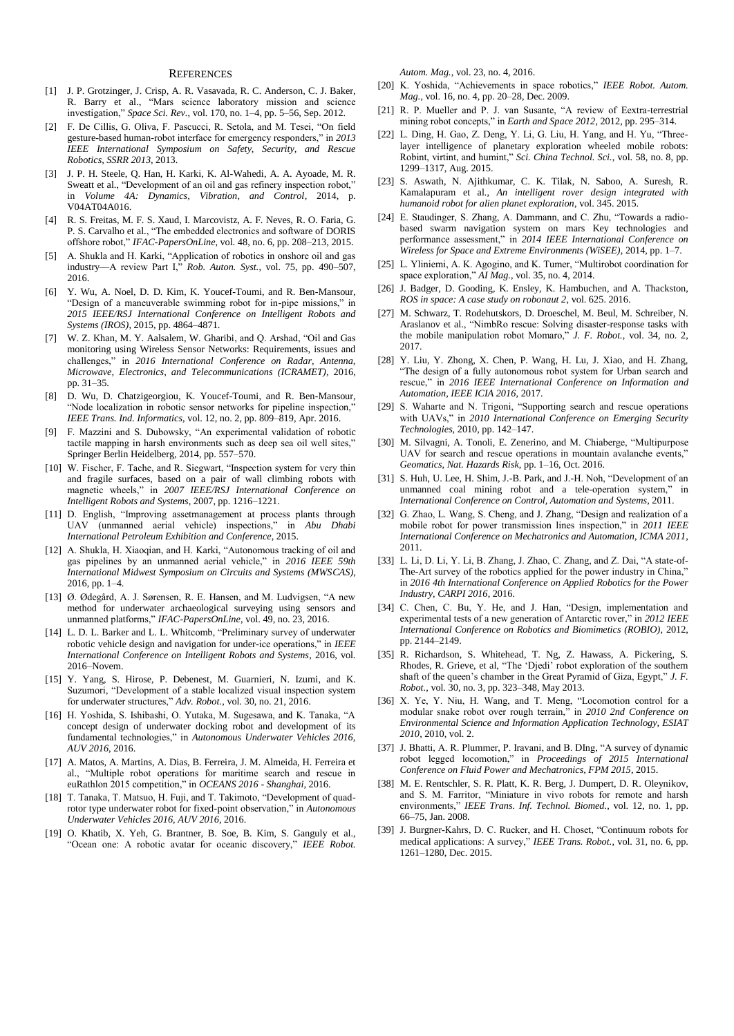## REFERENCES

[1] J. P. Grotzinger, J. Crisp, A. R. Vasavada, R. C. Anderson, C. J. Baker, R. Barry et al., "Mars science laboratory mission and science investigation," *Space Sci. Rev.*, vol. 170, no. 1–4, pp. 5–56, Sep. 2012.

[2] F. De Cillis, G. Oliva, F. Pascucci, R. Setola, and M. Tesei, "On field gesture-based human-robot interface for emergency responders," in *2013 IEEE International Symposium on Safety, Security, and Rescue Robotics, SSRR 2013*, 2013.

[3] J. P. H. Steele, Q. Han, H. Karki, K. Al-Wahedi, A. A. Ayoade, M. R. Sweatt et al., "Development of an oil and gas refinery inspection robot," in *Volume 4A: Dynamics, Vibration, and Control*, 2014, p. V04AT04A016.

[4] R. S. Freitas, M. F. S. Xaud, I. Marcovistz, A. F. Neves, R. O. Faria, G. P. S. Carvalho et al., "The embedded electronics and software of DORIS offshore robot," *IFAC-PapersOnLine*, vol. 48, no. 6, pp. 208–213, 2015.

[5] A. Shukla and H. Karki, "Application of robotics in onshore oil and gas industry—A review Part I," *Rob. Auton. Syst.*, vol. 75, pp. 490–507, 2016.

[6] Y. Wu, A. Noel, D. D. Kim, K. Youcef-Toumi, and R. Ben-Mansour, "Design of a maneuverable swimming robot for in-pipe missions," in *2015 IEEE/RSJ International Conference on Intelligent Robots and Systems (IROS)*, 2015, pp. 4864–4871.

[7] W. Z. Khan, M. Y. Aalsalem, W. Gharibi, and Q. Arshad, "Oil and Gas monitoring using Wireless Sensor Networks: Requirements, issues and challenges," in *2016 International Conference on Radar, Antenna, Microwave, Electronics, and Telecommunications (ICRAMET)*, 2016, pp. 31–35.

[8] D. Wu, D. Chatzigeorgiou, K. Youcef-Toumi, and R. Ben-Mansour, "Node localization in robotic sensor networks for pipeline inspection," *IEEE Trans. Ind. Informatics*, vol. 12, no. 2, pp. 809–819, Apr. 2016.

[9] F. Mazzini and S. Dubowsky, "An experimental validation of robotic tactile mapping in harsh environments such as deep sea oil well sites," Springer Berlin Heidelberg, 2014, pp. 557–570.

[10] W. Fischer, F. Tache, and R. Siegwart, "Inspection system for very thin and fragile surfaces, based on a pair of wall climbing robots with magnetic wheels," in *2007 IEEE/RSJ International Conference on Intelligent Robots and Systems*, 2007, pp. 1216–1221.

[11] D. English, "Improving assetmanagement at process plants through UAV (unmanned aerial vehicle) inspections," in *Abu Dhabi International Petroleum Exhibition and Conference*, 2015.

[12] A. Shukla, H. Xiaoqian, and H. Karki, "Autonomous tracking of oil and gas pipelines by an unmanned aerial vehicle," in *2016 IEEE 59th International Midwest Symposium on Circuits and Systems (MWSCAS)*, 2016, pp. 1–4.

[13] Ø. Ødegård, A. J. Sørensen, R. E. Hansen, and M. Ludvigsen, "A new method for underwater archaeological surveying using sensors and unmanned platforms," *IFAC-PapersOnLine*, vol. 49, no. 23, 2016.

[14] L. D. L. Barker and L. L. Whitcomb, "Preliminary survey of underwater robotic vehicle design and navigation for under-ice operations," in *IEEE International Conference on Intelligent Robots and Systems*, 2016, vol. 2016–Novem.

[15] Y. Yang, S. Hirose, P. Debenest, M. Guarnieri, N. Izumi, and K. Suzumori, "Development of a stable localized visual inspection system for underwater structures," *Adv. Robot.*, vol. 30, no. 21, 2016.

[16] H. Yoshida, S. Ishibashi, O. Yutaka, M. Sugesawa, and K. Tanaka, "A concept design of underwater docking robot and development of its fundamental technologies," in *Autonomous Underwater Vehicles 2016, AUV 2016*, 2016.

[17] A. Matos, A. Martins, A. Dias, B. Ferreira, J. M. Almeida, H. Ferreira et al., "Multiple robot operations for maritime search and rescue in euRathlon 2015 competition," in *OCEANS 2016 - Shanghai*, 2016.

[18] T. Tanaka, T. Matsuo, H. Fuji, and T. Takimoto, "Development of quad-rotor type underwater robot for fixed-point observation," in *Autonomous Underwater Vehicles 2016, AUV 2016*, 2016.

[19] O. Khatib, X. Yeh, G. Brantner, B. Soe, B. Kim, S. Ganguly et al., "Ocean one: A robotic avatar for oceanic discovery," *IEEE Robot. Autom. Mag.*, vol. 23, no. 4, 2016.

[20] K. Yoshida, "Achievements in space robotics," *IEEE Robot. Autom. Mag.*, vol. 16, no. 4, pp. 20–28, Dec. 2009.

[21] R. P. Mueller and P. J. van Susante, "A review of Eextra-terrestrial mining robot concepts," in *Earth and Space 2012*, 2012, pp. 295–314.

[22] L. Ding, H. Gao, Z. Deng, Y. Li, G. Liu, H. Yang, and H. Yu, "Three-layer intelligence of planetary exploration wheeled mobile robots: Robint, virtint, and humint," *Sci. China Technol. Sci.*, vol. 58, no. 8, pp. 1299–1317, Aug. 2015.

[23] S. Aswath, N. Ajithkumar, C. K. Tilak, N. Saboo, A. Suresh, R. Kamalapuram et al., *An intelligent rover design integrated with humanoid robot for alien planet exploration*, vol. 345. 2015.

[24] E. Staudinger, S. Zhang, A. Dammann, and C. Zhu, "Towards a radio-based swarm navigation system on mars Key technologies and performance assessment," in *2014 IEEE International Conference on Wireless for Space and Extreme Environments (WiSEE)*, 2014, pp. 1–7.

[25] L. Yliniemi, A. K. Agogino, and K. Tumer, "Multirobot coordination for space exploration," *AI Mag.*, vol. 35, no. 4, 2014.

[26] J. Badger, D. Gooding, K. Ensley, K. Hambuchen, and A. Thackston, *ROS in space: A case study on robonaut 2*, vol. 625. 2016.

[27] M. Schwarz, T. Rodehutskors, D. Droeschel, M. Beul, M. Schreiber, N. Araslanov et al., "NimbRo rescue: Solving disaster-response tasks with the mobile manipulation robot Momaro," *J. F. Robot.*, vol. 34, no. 2, 2017.

[28] Y. Liu, Y. Zhong, X. Chen, P. Wang, H. Lu, J. Xiao, and H. Zhang, "The design of a fully autonomous robot system for Urban search and rescue," in *2016 IEEE International Conference on Information and Automation, IEEE ICIA 2016*, 2017.

[29] S. Waharte and N. Trigoni, "Supporting search and rescue operations with UAVs," in *2010 International Conference on Emerging Security Technologies*, 2010, pp. 142–147.

[30] M. Silvagni, A. Tonoli, E. Zenerino, and M. Chiaberge, "Multipurpose UAV for search and rescue operations in mountain avalanche events," *Geomatics, Nat. Hazards Risk*, pp. 1–16, Oct. 2016.

[31] S. Huh, U. Lee, H. Shim, J.-B. Park, and J.-H. Noh, "Development of an unmanned coal mining robot and a tele-operation system," in *International Conference on Control, Automation and Systems*, 2011.

[32] G. Zhao, L. Wang, S. Cheng, and J. Zhang, "Design and realization of a mobile robot for power transmission lines inspection," in *2011 IEEE International Conference on Mechatronics and Automation, ICMA 2011*, 2011.

[33] L. Li, D. Li, Y. Li, B. Zhang, J. Zhao, C. Zhang, and Z. Dai, "A state-of-The-Art survey of the robotics applied for the power industry in China," in *2016 4th International Conference on Applied Robotics for the Power Industry, CARPI 2016*, 2016.

[34] C. Chen, C. Bu, Y. He, and J. Han, "Design, implementation and experimental tests of a new generation of Antarctic rover," in *2012 IEEE International Conference on Robotics and Biomimetics (ROBIO)*, 2012, pp. 2144–2149.

[35] R. Richardson, S. Whitehead, T. Ng, Z. Hawass, A. Pickering, S. Rhodes, R. Grieve, et al, "The 'Djedi' robot exploration of the southern shaft of the queen's chamber in the Great Pyramid of Giza, Egypt," *J. F. Robot.*, vol. 30, no. 3, pp. 323–348, May 2013.

[36] X. Ye, Y. Niu, H. Wang, and T. Meng, "Locomotion control for a modular snake robot over rough terrain," in *2010 2nd Conference on Environmental Science and Information Application Technology, ESIAT 2010*, 2010, vol. 2.

[37] J. Bhatti, A. R. Plummer, P. Iravani, and B. DIng, "A survey of dynamic robot legged locomotion," in *Proceedings of 2015 International Conference on Fluid Power and Mechatronics, FPM 2015*, 2015.

[38] M. E. Rentschler, S. R. Platt, K. R. Berg, J. Dumpert, D. R. Oleynikov, and S. M. Farritor, "Miniature in vivo robots for remote and harsh environments," *IEEE Trans. Inf. Technol. Biomed.*, vol. 12, no. 1, pp. 66–75, Jan. 2008.

[39] J. Burgner-Kahrs, D. C. Rucker, and H. Choset, "Continuum robots for medical applications: A survey," *IEEE Trans. Robot.*, vol. 31, no. 6, pp. 1261–1280, Dec. 2015.